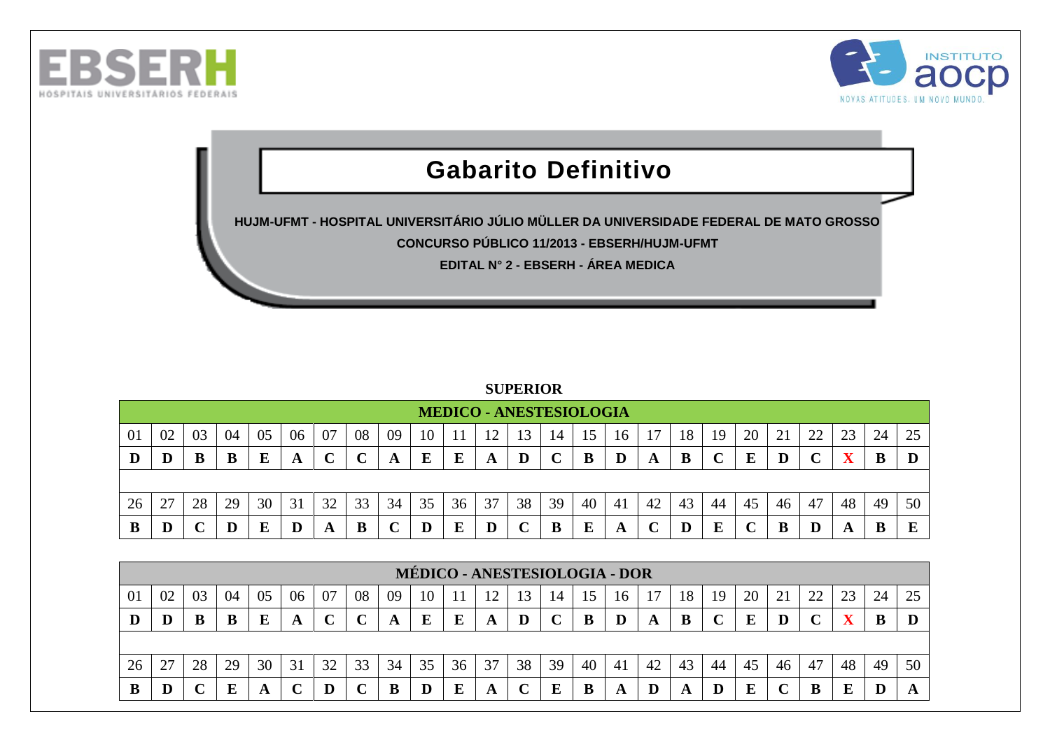# Gabarito Definitivo

**HUJM-UFMT - HOSPITAL UNIVERSITÁRIO JÚLIO MÜLLER DA UNIVERSIDADE FEDERAL DE MATO GROSSO**

**CONCURSO PÚBLICO 11/2013 - EBSERH/HUJM-UFMT**

**EDITAL N° 2 - EBSERH - ÁREA MEDICA**

## SUPERIOR

**MEDICO - ANESTESIOLOGIA**

| 01 | 02 | 03 | 04 | 05 | 06 | 07 | 08 | 09 | 10 | 11 | 12 | 13 | 14 | 15 | 16 | 17 | 18 | 19 | 20 | 21 | 22 | 23 | 24 | 25 |
|---|---|---|---|---|---|---|---|---|---|---|---|---|---|---|---|---|---|---|---|---|---|---|---|---|
| **D** | **D** | **B** | **B** | **E** | **A** | **C** | **C** | **A** | **E** | **E** | **A** | **D** | **C** | **B** | **D** | **A** | **B** | **C** | **E** | **D** | **C** | **X** | **B** | **D** |

| 26 | 27 | 28 | 29 | 30 | 31 | 32 | 33 | 34 | 35 | 36 | 37 | 38 | 39 | 40 | 41 | 42 | 43 | 44 | 45 | 46 | 47 | 48 | 49 | 50 |
|---|---|---|---|---|---|---|---|---|---|---|---|---|---|---|---|---|---|---|---|---|---|---|---|---|
| **B** | **D** | **C** | **D** | **E** | **D** | **A** | **B** | **C** | **D** | **E** | **D** | **C** | **B** | **E** | **A** | **C** | **D** | **E** | **C** | **B** | **D** | **A** | **B** | **E** |

**MÉDICO - ANESTESIOLOGIA - DOR**

| 01 | 02 | 03 | 04 | 05 | 06 | 07 | 08 | 09 | 10 | 11 | 12 | 13 | 14 | 15 | 16 | 17 | 18 | 19 | 20 | 21 | 22 | 23 | 24 | 25 |
|---|---|---|---|---|---|---|---|---|---|---|---|---|---|---|---|---|---|---|---|---|---|---|---|---|
| **D** | **D** | **B** | **B** | **E** | **A** | **C** | **C** | **A** | **E** | **E** | **A** | **D** | **C** | **B** | **D** | **A** | **B** | **C** | **E** | **D** | **C** | **X** | **B** | **D** |

| 26 | 27 | 28 | 29 | 30 | 31 | 32 | 33 | 34 | 35 | 36 | 37 | 38 | 39 | 40 | 41 | 42 | 43 | 44 | 45 | 46 | 47 | 48 | 49 | 50 |
|---|---|---|---|---|---|---|---|---|---|---|---|---|---|---|---|---|---|---|---|---|---|---|---|---|
| **B** | **D** | **C** | **E** | **A** | **C** | **D** | **C** | **B** | **D** | **E** | **A** | **C** | **E** | **B** | **A** | **D** | **A** | **D** | **E** | **C** | **B** | **E** | **D** | **A** |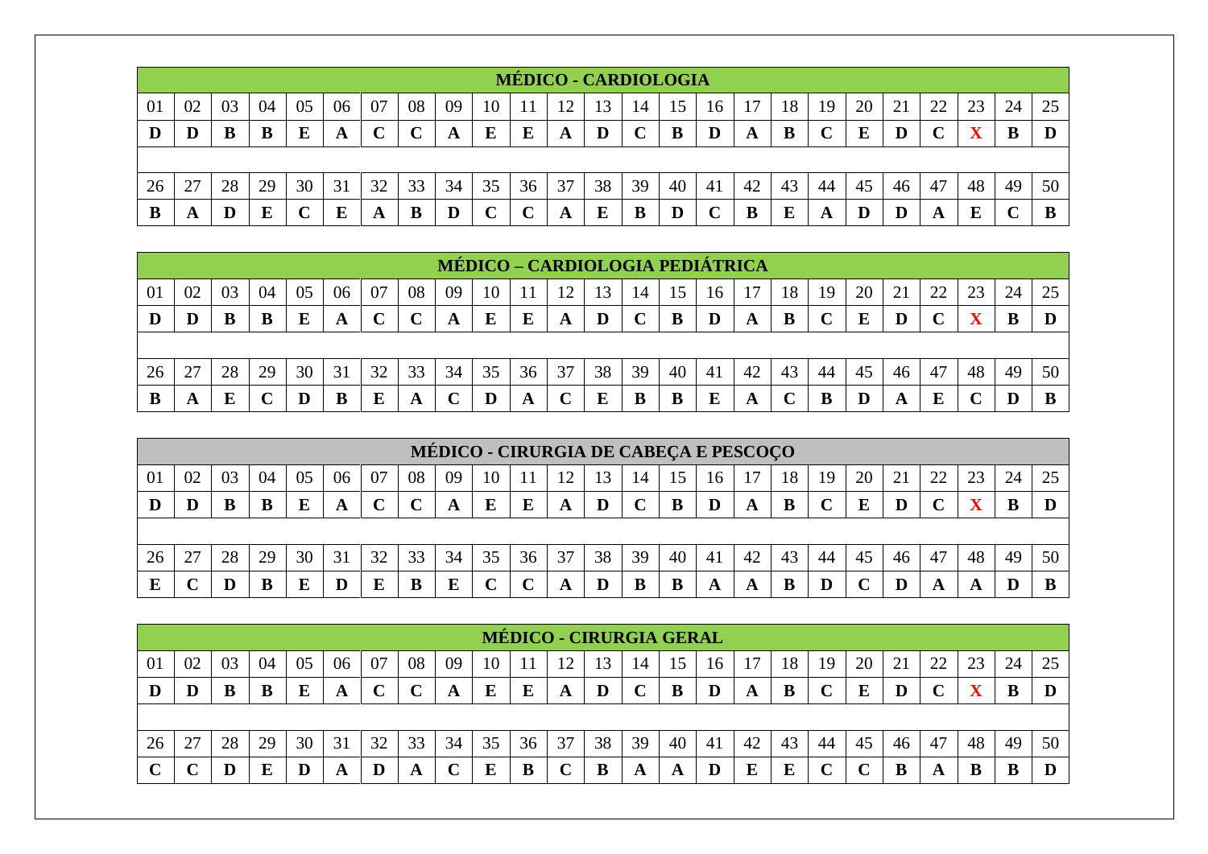| MÉDICO - CARDIOLOGIA | | | | | | | | | | | | | | | | | | | | | | | | |
|---|---|---|---|---|---|---|---|---|---|---|---|---|---|---|---|---|---|---|---|---|---|---|---|---|
| 01 | 02 | 03 | 04 | 05 | 06 | 07 | 08 | 09 | 10 | 11 | 12 | 13 | 14 | 15 | 16 | 17 | 18 | 19 | 20 | 21 | 22 | 23 | 24 | 25 |
| **D** | **D** | **B** | **B** | **E** | **A** | **C** | **C** | **A** | **E** | **E** | **A** | **D** | **C** | **B** | **D** | **A** | **B** | **C** | **E** | **D** | **C** | **X** | **B** | **D** |
| 26 | 27 | 28 | 29 | 30 | 31 | 32 | 33 | 34 | 35 | 36 | 37 | 38 | 39 | 40 | 41 | 42 | 43 | 44 | 45 | 46 | 47 | 48 | 49 | 50 |
| **B** | **A** | **D** | **E** | **C** | **E** | **A** | **B** | **D** | **C** | **C** | **A** | **E** | **B** | **D** | **C** | **B** | **E** | **A** | **D** | **D** | **A** | **E** | **C** | **B** |

| MÉDICO – CARDIOLOGIA PEDIÁTRICA | | | | | | | | | | | | | | | | | | | | | | | | |
|---|---|---|---|---|---|---|---|---|---|---|---|---|---|---|---|---|---|---|---|---|---|---|---|---|
| 01 | 02 | 03 | 04 | 05 | 06 | 07 | 08 | 09 | 10 | 11 | 12 | 13 | 14 | 15 | 16 | 17 | 18 | 19 | 20 | 21 | 22 | 23 | 24 | 25 |
| **D** | **D** | **B** | **B** | **E** | **A** | **C** | **C** | **A** | **E** | **E** | **A** | **D** | **C** | **B** | **D** | **A** | **B** | **C** | **E** | **D** | **C** | **X** | **B** | **D** |
| 26 | 27 | 28 | 29 | 30 | 31 | 32 | 33 | 34 | 35 | 36 | 37 | 38 | 39 | 40 | 41 | 42 | 43 | 44 | 45 | 46 | 47 | 48 | 49 | 50 |
| **B** | **A** | **E** | **C** | **D** | **B** | **E** | **A** | **C** | **D** | **A** | **C** | **E** | **B** | **B** | **E** | **A** | **C** | **B** | **D** | **A** | **E** | **C** | **D** | **B** |

| MÉDICO - CIRURGIA DE CABEÇA E PESCOÇO | | | | | | | | | | | | | | | | | | | | | | | | |
|---|---|---|---|---|---|---|---|---|---|---|---|---|---|---|---|---|---|---|---|---|---|---|---|---|
| 01 | 02 | 03 | 04 | 05 | 06 | 07 | 08 | 09 | 10 | 11 | 12 | 13 | 14 | 15 | 16 | 17 | 18 | 19 | 20 | 21 | 22 | 23 | 24 | 25 |
| **D** | **D** | **B** | **B** | **E** | **A** | **C** | **C** | **A** | **E** | **E** | **A** | **D** | **C** | **B** | **D** | **A** | **B** | **C** | **E** | **D** | **C** | **X** | **B** | **D** |
| 26 | 27 | 28 | 29 | 30 | 31 | 32 | 33 | 34 | 35 | 36 | 37 | 38 | 39 | 40 | 41 | 42 | 43 | 44 | 45 | 46 | 47 | 48 | 49 | 50 |
| **E** | **C** | **D** | **B** | **E** | **D** | **E** | **B** | **E** | **C** | **C** | **A** | **D** | **B** | **B** | **A** | **A** | **B** | **D** | **C** | **D** | **A** | **A** | **D** | **B** |

| MÉDICO - CIRURGIA GERAL | | | | | | | | | | | | | | | | | | | | | | | | |
|---|---|---|---|---|---|---|---|---|---|---|---|---|---|---|---|---|---|---|---|---|---|---|---|---|
| 01 | 02 | 03 | 04 | 05 | 06 | 07 | 08 | 09 | 10 | 11 | 12 | 13 | 14 | 15 | 16 | 17 | 18 | 19 | 20 | 21 | 22 | 23 | 24 | 25 |
| **D** | **D** | **B** | **B** | **E** | **A** | **C** | **C** | **A** | **E** | **E** | **A** | **D** | **C** | **B** | **D** | **A** | **B** | **C** | **E** | **D** | **C** | **X** | **B** | **D** |
| 26 | 27 | 28 | 29 | 30 | 31 | 32 | 33 | 34 | 35 | 36 | 37 | 38 | 39 | 40 | 41 | 42 | 43 | 44 | 45 | 46 | 47 | 48 | 49 | 50 |
| **C** | **C** | **D** | **E** | **D** | **A** | **D** | **A** | **C** | **E** | **B** | **C** | **B** | **A** | **A** | **D** | **E** | **E** | **C** | **C** | **B** | **A** | **B** | **B** | **D** |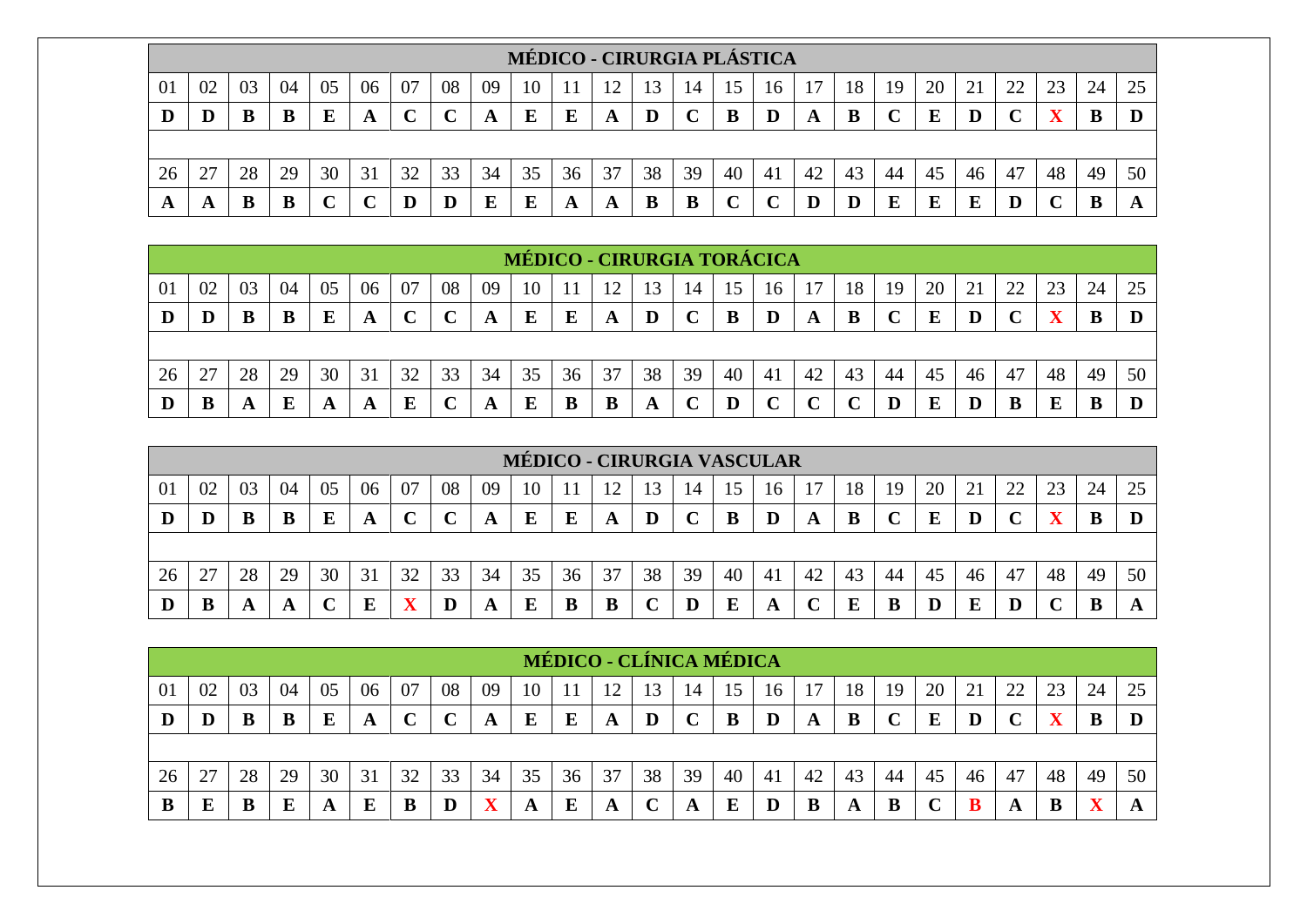| MÉDICO - CIRURGIA PLÁSTICA | | | | | | | | | | | | | | | | | | | | | | | | |
|---|---|---|---|---|---|---|---|---|---|---|---|---|---|---|---|---|---|---|---|---|---|---|---|---|
| 01 | 02 | 03 | 04 | 05 | 06 | 07 | 08 | 09 | 10 | 11 | 12 | 13 | 14 | 15 | 16 | 17 | 18 | 19 | 20 | 21 | 22 | 23 | 24 | 25 |
| **D** | **D** | **B** | **B** | **E** | **A** | **C** | **C** | **A** | **E** | **E** | **A** | **D** | **C** | **B** | **D** | **A** | **B** | **C** | **E** | **D** | **C** | **X** | **B** | **D** |
| 26 | 27 | 28 | 29 | 30 | 31 | 32 | 33 | 34 | 35 | 36 | 37 | 38 | 39 | 40 | 41 | 42 | 43 | 44 | 45 | 46 | 47 | 48 | 49 | 50 |
| **A** | **A** | **B** | **B** | **C** | **C** | **D** | **D** | **E** | **E** | **A** | **A** | **B** | **B** | **C** | **C** | **D** | **D** | **E** | **E** | **E** | **D** | **C** | **B** | **A** |

| MÉDICO - CIRURGIA TORÁCICA | | | | | | | | | | | | | | | | | | | | | | | | |
|---|---|---|---|---|---|---|---|---|---|---|---|---|---|---|---|---|---|---|---|---|---|---|---|---|
| 01 | 02 | 03 | 04 | 05 | 06 | 07 | 08 | 09 | 10 | 11 | 12 | 13 | 14 | 15 | 16 | 17 | 18 | 19 | 20 | 21 | 22 | 23 | 24 | 25 |
| **D** | **D** | **B** | **B** | **E** | **A** | **C** | **C** | **A** | **E** | **E** | **A** | **D** | **C** | **B** | **D** | **A** | **B** | **C** | **E** | **D** | **C** | **X** | **B** | **D** |
| 26 | 27 | 28 | 29 | 30 | 31 | 32 | 33 | 34 | 35 | 36 | 37 | 38 | 39 | 40 | 41 | 42 | 43 | 44 | 45 | 46 | 47 | 48 | 49 | 50 |
| **D** | **B** | **A** | **E** | **A** | **A** | **E** | **C** | **A** | **E** | **B** | **B** | **A** | **C** | **D** | **C** | **C** | **C** | **D** | **E** | **D** | **B** | **E** | **B** | **D** |

| MÉDICO - CIRURGIA VASCULAR | | | | | | | | | | | | | | | | | | | | | | | | |
|---|---|---|---|---|---|---|---|---|---|---|---|---|---|---|---|---|---|---|---|---|---|---|---|---|
| 01 | 02 | 03 | 04 | 05 | 06 | 07 | 08 | 09 | 10 | 11 | 12 | 13 | 14 | 15 | 16 | 17 | 18 | 19 | 20 | 21 | 22 | 23 | 24 | 25 |
| **D** | **D** | **B** | **B** | **E** | **A** | **C** | **C** | **A** | **E** | **E** | **A** | **D** | **C** | **B** | **D** | **A** | **B** | **C** | **E** | **D** | **C** | **X** | **B** | **D** |
| 26 | 27 | 28 | 29 | 30 | 31 | 32 | 33 | 34 | 35 | 36 | 37 | 38 | 39 | 40 | 41 | 42 | 43 | 44 | 45 | 46 | 47 | 48 | 49 | 50 |
| **D** | **B** | **A** | **A** | **C** | **E** | **X** | **D** | **A** | **E** | **B** | **B** | **C** | **D** | **E** | **A** | **C** | **E** | **B** | **D** | **E** | **D** | **C** | **B** | **A** |

| MÉDICO - CLÍNICA MÉDICA | | | | | | | | | | | | | | | | | | | | | | | | |
|---|---|---|---|---|---|---|---|---|---|---|---|---|---|---|---|---|---|---|---|---|---|---|---|---|
| 01 | 02 | 03 | 04 | 05 | 06 | 07 | 08 | 09 | 10 | 11 | 12 | 13 | 14 | 15 | 16 | 17 | 18 | 19 | 20 | 21 | 22 | 23 | 24 | 25 |
| **D** | **D** | **B** | **B** | **E** | **A** | **C** | **C** | **A** | **E** | **E** | **A** | **D** | **C** | **B** | **D** | **A** | **B** | **C** | **E** | **D** | **C** | **X** | **B** | **D** |
| 26 | 27 | 28 | 29 | 30 | 31 | 32 | 33 | 34 | 35 | 36 | 37 | 38 | 39 | 40 | 41 | 42 | 43 | 44 | 45 | 46 | 47 | 48 | 49 | 50 |
| **B** | **E** | **B** | **E** | **A** | **E** | **B** | **D** | **X** | **A** | **E** | **A** | **C** | **A** | **E** | **D** | **B** | **A** | **B** | **C** | **B** | **A** | **B** | **X** | **A** |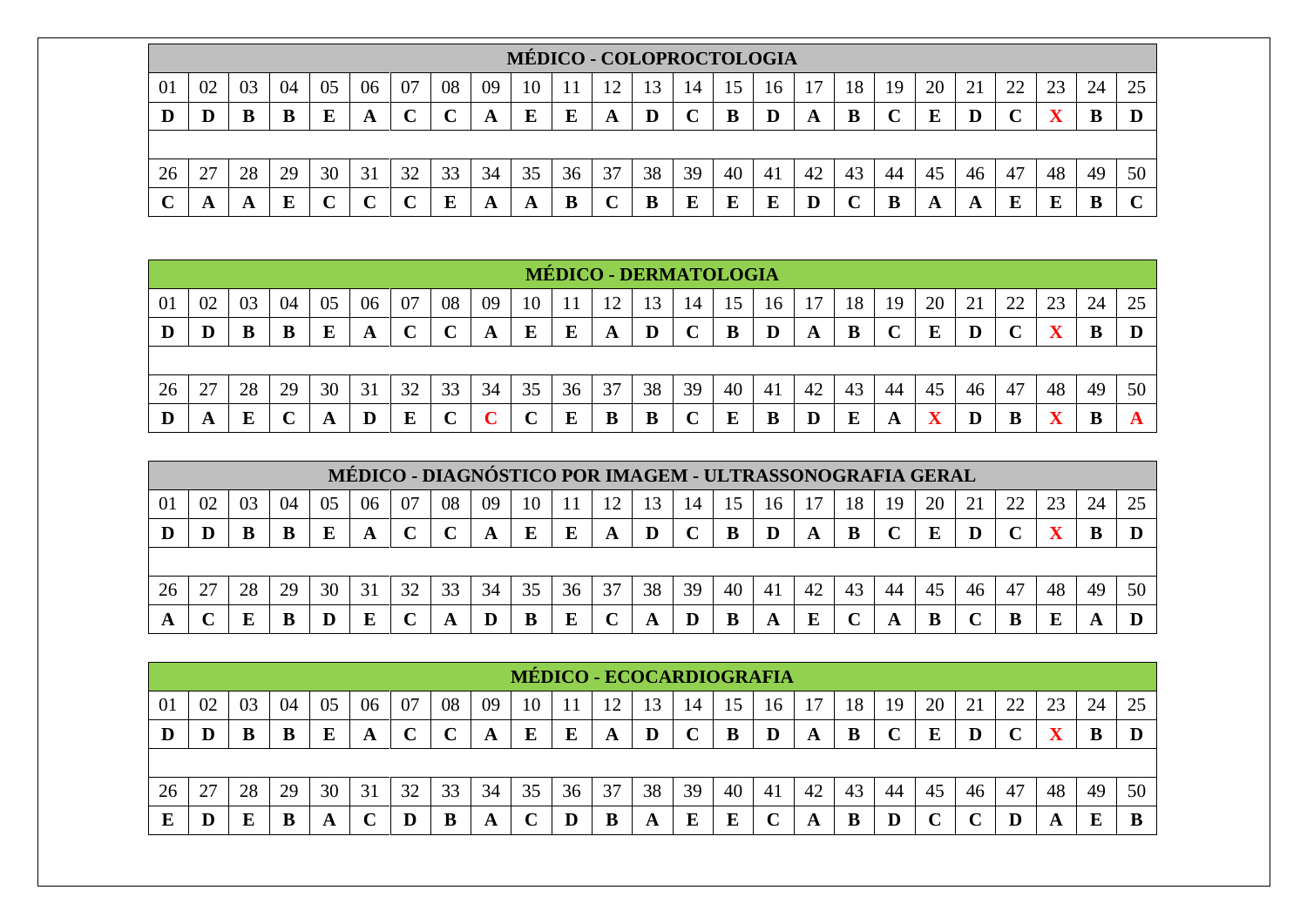## MÉDICO - COLOPROCTOLOGIA

| 01 | 02 | 03 | 04 | 05 | 06 | 07 | 08 | 09 | 10 | 11 | 12 | 13 | 14 | 15 | 16 | 17 | 18 | 19 | 20 | 21 | 22 | 23 | 24 | 25 |
|---|---|---|---|---|---|---|---|---|---|---|---|---|---|---|---|---|---|---|---|---|---|---|---|---|
| **D** | **D** | **B** | **B** | **E** | **A** | **C** | **C** | **A** | **E** | **E** | **A** | **D** | **C** | **B** | **D** | **A** | **B** | **C** | **E** | **D** | **C** | **X** | **B** | **D** |

| 26 | 27 | 28 | 29 | 30 | 31 | 32 | 33 | 34 | 35 | 36 | 37 | 38 | 39 | 40 | 41 | 42 | 43 | 44 | 45 | 46 | 47 | 48 | 49 | 50 |
|---|---|---|---|---|---|---|---|---|---|---|---|---|---|---|---|---|---|---|---|---|---|---|---|---|
| **C** | **A** | **A** | **E** | **C** | **C** | **C** | **E** | **A** | **A** | **B** | **C** | **B** | **E** | **E** | **E** | **D** | **C** | **B** | **A** | **A** | **E** | **E** | **B** | **C** |

## MÉDICO - DERMATOLOGIA

| 01 | 02 | 03 | 04 | 05 | 06 | 07 | 08 | 09 | 10 | 11 | 12 | 13 | 14 | 15 | 16 | 17 | 18 | 19 | 20 | 21 | 22 | 23 | 24 | 25 |
|---|---|---|---|---|---|---|---|---|---|---|---|---|---|---|---|---|---|---|---|---|---|---|---|---|
| **D** | **D** | **B** | **B** | **E** | **A** | **C** | **C** | **A** | **E** | **E** | **A** | **D** | **C** | **B** | **D** | **A** | **B** | **C** | **E** | **D** | **C** | **X** | **B** | **D** |

| 26 | 27 | 28 | 29 | 30 | 31 | 32 | 33 | 34 | 35 | 36 | 37 | 38 | 39 | 40 | 41 | 42 | 43 | 44 | 45 | 46 | 47 | 48 | 49 | 50 |
|---|---|---|---|---|---|---|---|---|---|---|---|---|---|---|---|---|---|---|---|---|---|---|---|---|
| **D** | **A** | **E** | **C** | **A** | **D** | **E** | **C** | **C** | **C** | **E** | **B** | **B** | **C** | **E** | **B** | **D** | **E** | **A** | **X** | **D** | **B** | **X** | **B** | **A** |

## MÉDICO - DIAGNÓSTICO POR IMAGEM - ULTRASSONOGRAFIA GERAL

| 01 | 02 | 03 | 04 | 05 | 06 | 07 | 08 | 09 | 10 | 11 | 12 | 13 | 14 | 15 | 16 | 17 | 18 | 19 | 20 | 21 | 22 | 23 | 24 | 25 |
|---|---|---|---|---|---|---|---|---|---|---|---|---|---|---|---|---|---|---|---|---|---|---|---|---|
| **D** | **D** | **B** | **B** | **E** | **A** | **C** | **C** | **A** | **E** | **E** | **A** | **D** | **C** | **B** | **D** | **A** | **B** | **C** | **E** | **D** | **C** | **X** | **B** | **D** |

| 26 | 27 | 28 | 29 | 30 | 31 | 32 | 33 | 34 | 35 | 36 | 37 | 38 | 39 | 40 | 41 | 42 | 43 | 44 | 45 | 46 | 47 | 48 | 49 | 50 |
|---|---|---|---|---|---|---|---|---|---|---|---|---|---|---|---|---|---|---|---|---|---|---|---|---|
| **A** | **C** | **E** | **B** | **D** | **E** | **C** | **A** | **D** | **B** | **E** | **C** | **A** | **D** | **B** | **A** | **E** | **C** | **A** | **B** | **C** | **B** | **E** | **A** | **D** |

## MÉDICO - ECOCARDIOGRAFIA

| 01 | 02 | 03 | 04 | 05 | 06 | 07 | 08 | 09 | 10 | 11 | 12 | 13 | 14 | 15 | 16 | 17 | 18 | 19 | 20 | 21 | 22 | 23 | 24 | 25 |
|---|---|---|---|---|---|---|---|---|---|---|---|---|---|---|---|---|---|---|---|---|---|---|---|---|
| **D** | **D** | **B** | **B** | **E** | **A** | **C** | **C** | **A** | **E** | **E** | **A** | **D** | **C** | **B** | **D** | **A** | **B** | **C** | **E** | **D** | **C** | **X** | **B** | **D** |

| 26 | 27 | 28 | 29 | 30 | 31 | 32 | 33 | 34 | 35 | 36 | 37 | 38 | 39 | 40 | 41 | 42 | 43 | 44 | 45 | 46 | 47 | 48 | 49 | 50 |
|---|---|---|---|---|---|---|---|---|---|---|---|---|---|---|---|---|---|---|---|---|---|---|---|---|
| **E** | **D** | **E** | **B** | **A** | **C** | **D** | **B** | **A** | **C** | **D** | **B** | **A** | **E** | **E** | **C** | **A** | **B** | **D** | **C** | **C** | **D** | **A** | **E** | **B** |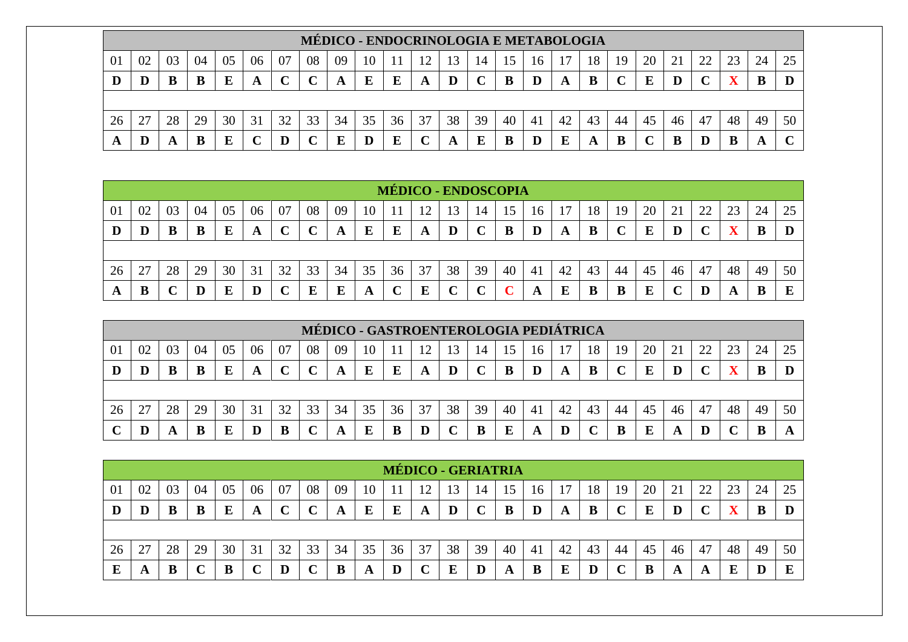| MÉDICO - ENDOCRINOLOGIA E METABOLOGIA | | | | | | | | | | | | | | | | | | | | | | | | |
|---|---|---|---|---|---|---|---|---|---|---|---|---|---|---|---|---|---|---|---|---|---|---|---|---|
| 01 | 02 | 03 | 04 | 05 | 06 | 07 | 08 | 09 | 10 | 11 | 12 | 13 | 14 | 15 | 16 | 17 | 18 | 19 | 20 | 21 | 22 | 23 | 24 | 25 |
| **D** | **D** | **B** | **B** | **E** | **A** | **C** | **C** | **A** | **E** | **E** | **A** | **D** | **C** | **B** | **D** | **A** | **B** | **C** | **E** | **D** | **C** | **X** | **B** | **D** |
| 26 | 27 | 28 | 29 | 30 | 31 | 32 | 33 | 34 | 35 | 36 | 37 | 38 | 39 | 40 | 41 | 42 | 43 | 44 | 45 | 46 | 47 | 48 | 49 | 50 |
| **A** | **D** | **A** | **B** | **E** | **C** | **D** | **C** | **E** | **D** | **E** | **C** | **A** | **E** | **B** | **D** | **E** | **A** | **B** | **C** | **B** | **D** | **B** | **A** | **C** |

| MÉDICO - ENDOSCOPIA | | | | | | | | | | | | | | | | | | | | | | | | |
|---|---|---|---|---|---|---|---|---|---|---|---|---|---|---|---|---|---|---|---|---|---|---|---|---|
| 01 | 02 | 03 | 04 | 05 | 06 | 07 | 08 | 09 | 10 | 11 | 12 | 13 | 14 | 15 | 16 | 17 | 18 | 19 | 20 | 21 | 22 | 23 | 24 | 25 |
| **D** | **D** | **B** | **B** | **E** | **A** | **C** | **C** | **A** | **E** | **E** | **A** | **D** | **C** | **B** | **D** | **A** | **B** | **C** | **E** | **D** | **C** | **X** | **B** | **D** |
| 26 | 27 | 28 | 29 | 30 | 31 | 32 | 33 | 34 | 35 | 36 | 37 | 38 | 39 | 40 | 41 | 42 | 43 | 44 | 45 | 46 | 47 | 48 | 49 | 50 |
| **A** | **B** | **C** | **D** | **E** | **D** | **C** | **E** | **E** | **A** | **C** | **E** | **C** | **C** | **C** | **A** | **E** | **B** | **B** | **E** | **C** | **D** | **A** | **B** | **E** |

| MÉDICO - GASTROENTEROLOGIA PEDIÁTRICA | | | | | | | | | | | | | | | | | | | | | | | | |
|---|---|---|---|---|---|---|---|---|---|---|---|---|---|---|---|---|---|---|---|---|---|---|---|---|
| 01 | 02 | 03 | 04 | 05 | 06 | 07 | 08 | 09 | 10 | 11 | 12 | 13 | 14 | 15 | 16 | 17 | 18 | 19 | 20 | 21 | 22 | 23 | 24 | 25 |
| **D** | **D** | **B** | **B** | **E** | **A** | **C** | **C** | **A** | **E** | **E** | **A** | **D** | **C** | **B** | **D** | **A** | **B** | **C** | **E** | **D** | **C** | **X** | **B** | **D** |
| 26 | 27 | 28 | 29 | 30 | 31 | 32 | 33 | 34 | 35 | 36 | 37 | 38 | 39 | 40 | 41 | 42 | 43 | 44 | 45 | 46 | 47 | 48 | 49 | 50 |
| **C** | **D** | **A** | **B** | **E** | **D** | **B** | **C** | **A** | **E** | **B** | **D** | **C** | **B** | **E** | **A** | **D** | **C** | **B** | **E** | **A** | **D** | **C** | **B** | **A** |

| MÉDICO - GERIATRIA | | | | | | | | | | | | | | | | | | | | | | | | |
|---|---|---|---|---|---|---|---|---|---|---|---|---|---|---|---|---|---|---|---|---|---|---|---|---|
| 01 | 02 | 03 | 04 | 05 | 06 | 07 | 08 | 09 | 10 | 11 | 12 | 13 | 14 | 15 | 16 | 17 | 18 | 19 | 20 | 21 | 22 | 23 | 24 | 25 |
| **D** | **D** | **B** | **B** | **E** | **A** | **C** | **C** | **A** | **E** | **E** | **A** | **D** | **C** | **B** | **D** | **A** | **B** | **C** | **E** | **D** | **C** | **X** | **B** | **D** |
| 26 | 27 | 28 | 29 | 30 | 31 | 32 | 33 | 34 | 35 | 36 | 37 | 38 | 39 | 40 | 41 | 42 | 43 | 44 | 45 | 46 | 47 | 48 | 49 | 50 |
| **E** | **A** | **B** | **C** | **B** | **C** | **D** | **C** | **B** | **A** | **D** | **C** | **E** | **D** | **A** | **B** | **E** | **D** | **C** | **B** | **A** | **A** | **E** | **D** | **E** |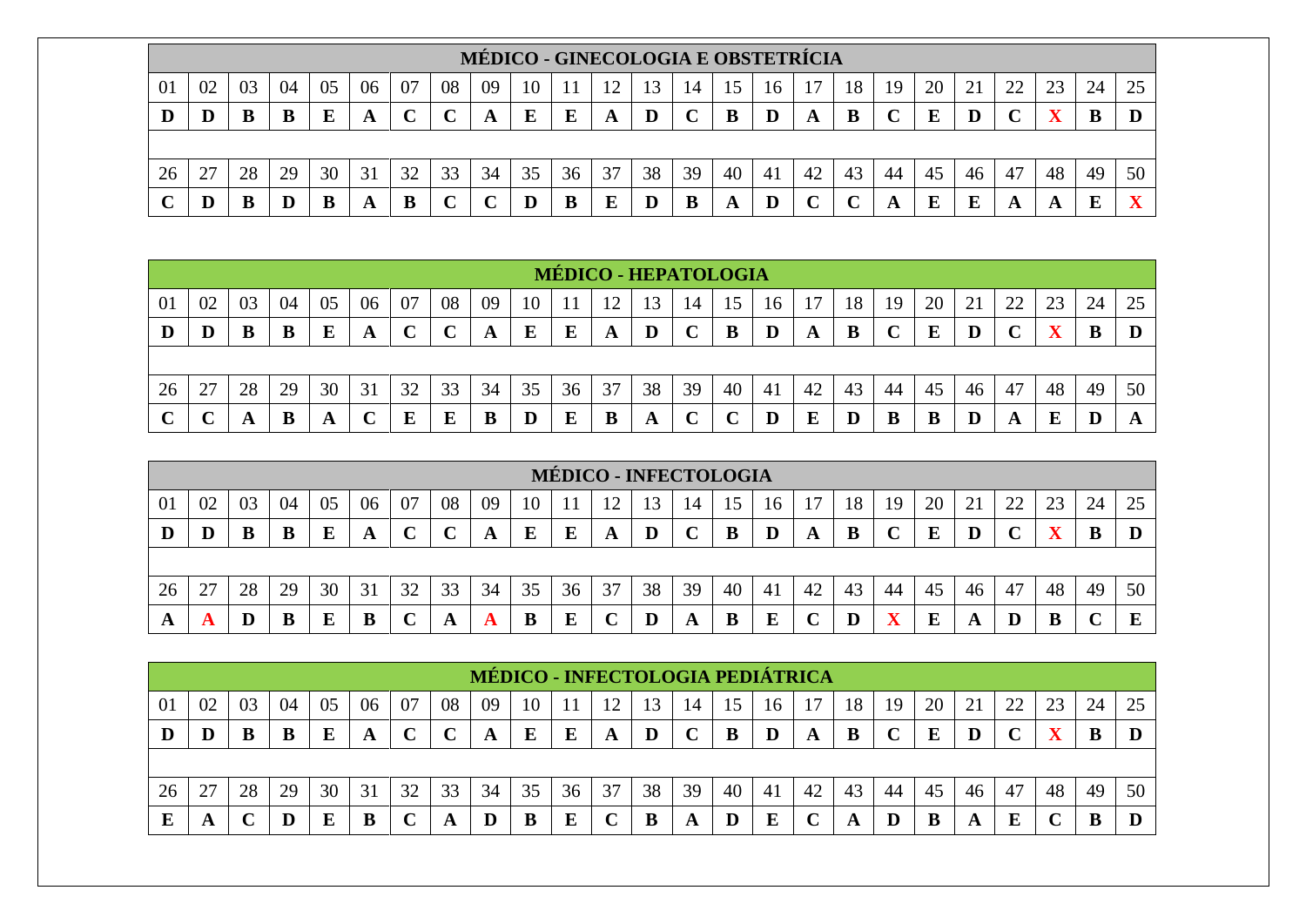## MÉDICO - GINECOLOGIA E OBSTETRÍCIA

| 01 | 02 | 03 | 04 | 05 | 06 | 07 | 08 | 09 | 10 | 11 | 12 | 13 | 14 | 15 | 16 | 17 | 18 | 19 | 20 | 21 | 22 | 23 | 24 | 25 |
|---|---|---|---|---|---|---|---|---|---|---|---|---|---|---|---|---|---|---|---|---|---|---|---|---|
| **D** | **D** | **B** | **B** | **E** | **A** | **C** | **C** | **A** | **E** | **E** | **A** | **D** | **C** | **B** | **D** | **A** | **B** | **C** | **E** | **D** | **C** | **X** | **B** | **D** |

| 26 | 27 | 28 | 29 | 30 | 31 | 32 | 33 | 34 | 35 | 36 | 37 | 38 | 39 | 40 | 41 | 42 | 43 | 44 | 45 | 46 | 47 | 48 | 49 | 50 |
|---|---|---|---|---|---|---|---|---|---|---|---|---|---|---|---|---|---|---|---|---|---|---|---|---|
| **C** | **D** | **B** | **D** | **B** | **A** | **B** | **C** | **C** | **D** | **B** | **E** | **D** | **B** | **A** | **D** | **C** | **C** | **A** | **E** | **E** | **A** | **A** | **E** | **X** |

## MÉDICO - HEPATOLOGIA

| 01 | 02 | 03 | 04 | 05 | 06 | 07 | 08 | 09 | 10 | 11 | 12 | 13 | 14 | 15 | 16 | 17 | 18 | 19 | 20 | 21 | 22 | 23 | 24 | 25 |
|---|---|---|---|---|---|---|---|---|---|---|---|---|---|---|---|---|---|---|---|---|---|---|---|---|
| **D** | **D** | **B** | **B** | **E** | **A** | **C** | **C** | **A** | **E** | **E** | **A** | **D** | **C** | **B** | **D** | **A** | **B** | **C** | **E** | **D** | **C** | **X** | **B** | **D** |

| 26 | 27 | 28 | 29 | 30 | 31 | 32 | 33 | 34 | 35 | 36 | 37 | 38 | 39 | 40 | 41 | 42 | 43 | 44 | 45 | 46 | 47 | 48 | 49 | 50 |
|---|---|---|---|---|---|---|---|---|---|---|---|---|---|---|---|---|---|---|---|---|---|---|---|---|
| **C** | **C** | **A** | **B** | **A** | **C** | **E** | **E** | **B** | **D** | **E** | **B** | **A** | **C** | **C** | **D** | **E** | **D** | **B** | **B** | **D** | **A** | **E** | **D** | **A** |

## MÉDICO - INFECTOLOGIA

| 01 | 02 | 03 | 04 | 05 | 06 | 07 | 08 | 09 | 10 | 11 | 12 | 13 | 14 | 15 | 16 | 17 | 18 | 19 | 20 | 21 | 22 | 23 | 24 | 25 |
|---|---|---|---|---|---|---|---|---|---|---|---|---|---|---|---|---|---|---|---|---|---|---|---|---|
| **D** | **D** | **B** | **B** | **E** | **A** | **C** | **C** | **A** | **E** | **E** | **A** | **D** | **C** | **B** | **D** | **A** | **B** | **C** | **E** | **D** | **C** | **X** | **B** | **D** |

| 26 | 27 | 28 | 29 | 30 | 31 | 32 | 33 | 34 | 35 | 36 | 37 | 38 | 39 | 40 | 41 | 42 | 43 | 44 | 45 | 46 | 47 | 48 | 49 | 50 |
|---|---|---|---|---|---|---|---|---|---|---|---|---|---|---|---|---|---|---|---|---|---|---|---|---|
| **A** | **A** | **D** | **B** | **E** | **B** | **C** | **A** | **A** | **B** | **E** | **C** | **D** | **A** | **B** | **E** | **C** | **D** | **X** | **E** | **A** | **D** | **B** | **C** | **E** |

## MÉDICO - INFECTOLOGIA PEDIÁTRICA

| 01 | 02 | 03 | 04 | 05 | 06 | 07 | 08 | 09 | 10 | 11 | 12 | 13 | 14 | 15 | 16 | 17 | 18 | 19 | 20 | 21 | 22 | 23 | 24 | 25 |
|---|---|---|---|---|---|---|---|---|---|---|---|---|---|---|---|---|---|---|---|---|---|---|---|---|
| **D** | **D** | **B** | **B** | **E** | **A** | **C** | **C** | **A** | **E** | **E** | **A** | **D** | **C** | **B** | **D** | **A** | **B** | **C** | **E** | **D** | **C** | **X** | **B** | **D** |

| 26 | 27 | 28 | 29 | 30 | 31 | 32 | 33 | 34 | 35 | 36 | 37 | 38 | 39 | 40 | 41 | 42 | 43 | 44 | 45 | 46 | 47 | 48 | 49 | 50 |
|---|---|---|---|---|---|---|---|---|---|---|---|---|---|---|---|---|---|---|---|---|---|---|---|---|
| **E** | **A** | **C** | **D** | **E** | **B** | **C** | **A** | **D** | **B** | **E** | **C** | **B** | **A** | **D** | **E** | **C** | **A** | **D** | **B** | **A** | **E** | **C** | **B** | **D** |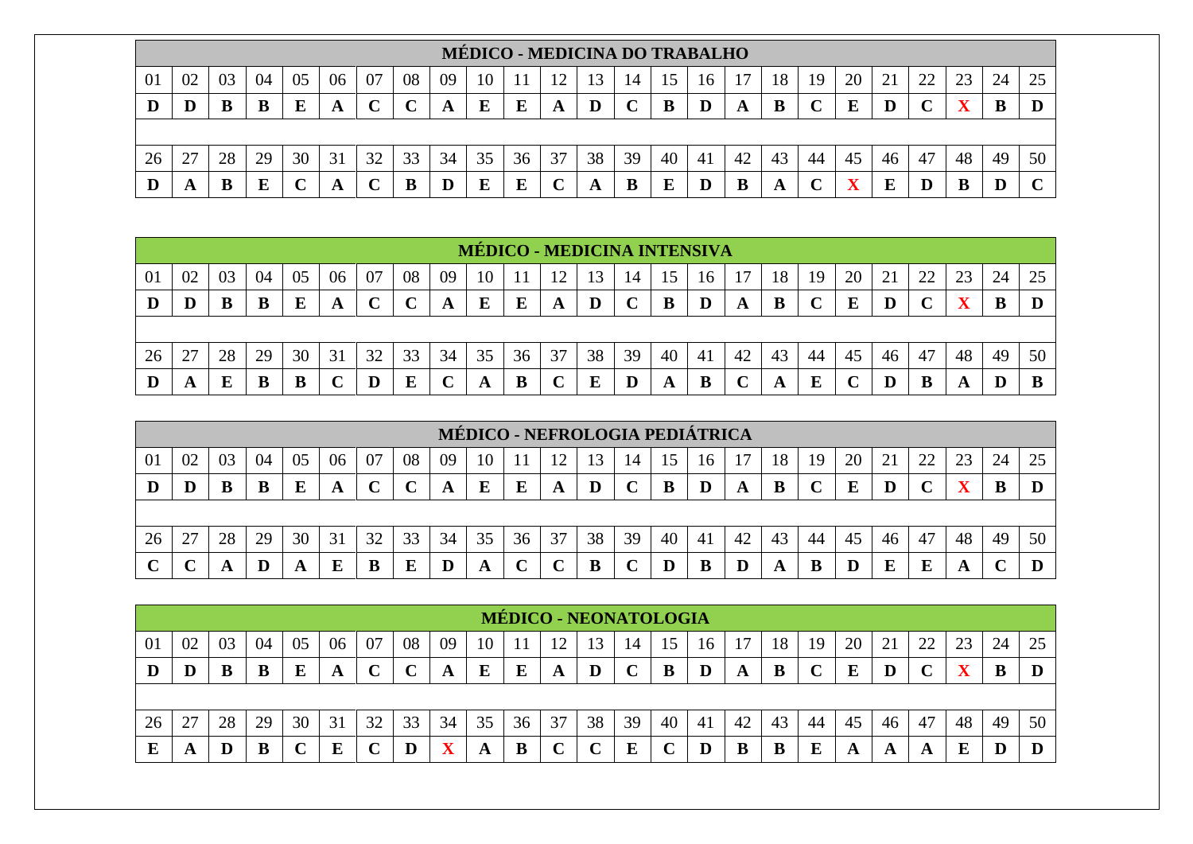## MÉDICO - MEDICINA DO TRABALHO

| 01 | 02 | 03 | 04 | 05 | 06 | 07 | 08 | 09 | 10 | 11 | 12 | 13 | 14 | 15 | 16 | 17 | 18 | 19 | 20 | 21 | 22 | 23 | 24 | 25 |
|---|---|---|---|---|---|---|---|---|---|---|---|---|---|---|---|---|---|---|---|---|---|---|---|---|
| **D** | **D** | **B** | **B** | **E** | **A** | **C** | **C** | **A** | **E** | **E** | **A** | **D** | **C** | **B** | **D** | **A** | **B** | **C** | **E** | **D** | **C** | **X** | **B** | **D** |

| 26 | 27 | 28 | 29 | 30 | 31 | 32 | 33 | 34 | 35 | 36 | 37 | 38 | 39 | 40 | 41 | 42 | 43 | 44 | 45 | 46 | 47 | 48 | 49 | 50 |
|---|---|---|---|---|---|---|---|---|---|---|---|---|---|---|---|---|---|---|---|---|---|---|---|---|
| **D** | **A** | **B** | **E** | **C** | **A** | **C** | **B** | **D** | **E** | **E** | **C** | **A** | **B** | **E** | **D** | **B** | **A** | **C** | **X** | **E** | **D** | **B** | **D** | **C** |

## MÉDICO - MEDICINA INTENSIVA

| 01 | 02 | 03 | 04 | 05 | 06 | 07 | 08 | 09 | 10 | 11 | 12 | 13 | 14 | 15 | 16 | 17 | 18 | 19 | 20 | 21 | 22 | 23 | 24 | 25 |
|---|---|---|---|---|---|---|---|---|---|---|---|---|---|---|---|---|---|---|---|---|---|---|---|---|
| **D** | **D** | **B** | **B** | **E** | **A** | **C** | **C** | **A** | **E** | **E** | **A** | **D** | **C** | **B** | **D** | **A** | **B** | **C** | **E** | **D** | **C** | **X** | **B** | **D** |

| 26 | 27 | 28 | 29 | 30 | 31 | 32 | 33 | 34 | 35 | 36 | 37 | 38 | 39 | 40 | 41 | 42 | 43 | 44 | 45 | 46 | 47 | 48 | 49 | 50 |
|---|---|---|---|---|---|---|---|---|---|---|---|---|---|---|---|---|---|---|---|---|---|---|---|---|
| **D** | **A** | **E** | **B** | **B** | **C** | **D** | **E** | **C** | **A** | **B** | **C** | **E** | **D** | **A** | **B** | **C** | **A** | **E** | **C** | **D** | **B** | **A** | **D** | **B** |

## MÉDICO - NEFROLOGIA PEDIÁTRICA

| 01 | 02 | 03 | 04 | 05 | 06 | 07 | 08 | 09 | 10 | 11 | 12 | 13 | 14 | 15 | 16 | 17 | 18 | 19 | 20 | 21 | 22 | 23 | 24 | 25 |
|---|---|---|---|---|---|---|---|---|---|---|---|---|---|---|---|---|---|---|---|---|---|---|---|---|
| **D** | **D** | **B** | **B** | **E** | **A** | **C** | **C** | **A** | **E** | **E** | **A** | **D** | **C** | **B** | **D** | **A** | **B** | **C** | **E** | **D** | **C** | **X** | **B** | **D** |

| 26 | 27 | 28 | 29 | 30 | 31 | 32 | 33 | 34 | 35 | 36 | 37 | 38 | 39 | 40 | 41 | 42 | 43 | 44 | 45 | 46 | 47 | 48 | 49 | 50 |
|---|---|---|---|---|---|---|---|---|---|---|---|---|---|---|---|---|---|---|---|---|---|---|---|---|
| **C** | **C** | **A** | **D** | **A** | **E** | **B** | **E** | **D** | **A** | **C** | **C** | **B** | **C** | **D** | **B** | **D** | **A** | **B** | **D** | **E** | **E** | **A** | **C** | **D** |

## MÉDICO - NEONATOLOGIA

| 01 | 02 | 03 | 04 | 05 | 06 | 07 | 08 | 09 | 10 | 11 | 12 | 13 | 14 | 15 | 16 | 17 | 18 | 19 | 20 | 21 | 22 | 23 | 24 | 25 |
|---|---|---|---|---|---|---|---|---|---|---|---|---|---|---|---|---|---|---|---|---|---|---|---|---|
| **D** | **D** | **B** | **B** | **E** | **A** | **C** | **C** | **A** | **E** | **E** | **A** | **D** | **C** | **B** | **D** | **A** | **B** | **C** | **E** | **D** | **C** | **X** | **B** | **D** |

| 26 | 27 | 28 | 29 | 30 | 31 | 32 | 33 | 34 | 35 | 36 | 37 | 38 | 39 | 40 | 41 | 42 | 43 | 44 | 45 | 46 | 47 | 48 | 49 | 50 |
|---|---|---|---|---|---|---|---|---|---|---|---|---|---|---|---|---|---|---|---|---|---|---|---|---|
| **E** | **A** | **D** | **B** | **C** | **E** | **C** | **D** | **X** | **A** | **B** | **C** | **C** | **E** | **C** | **D** | **B** | **B** | **E** | **A** | **A** | **A** | **E** | **D** | **D** |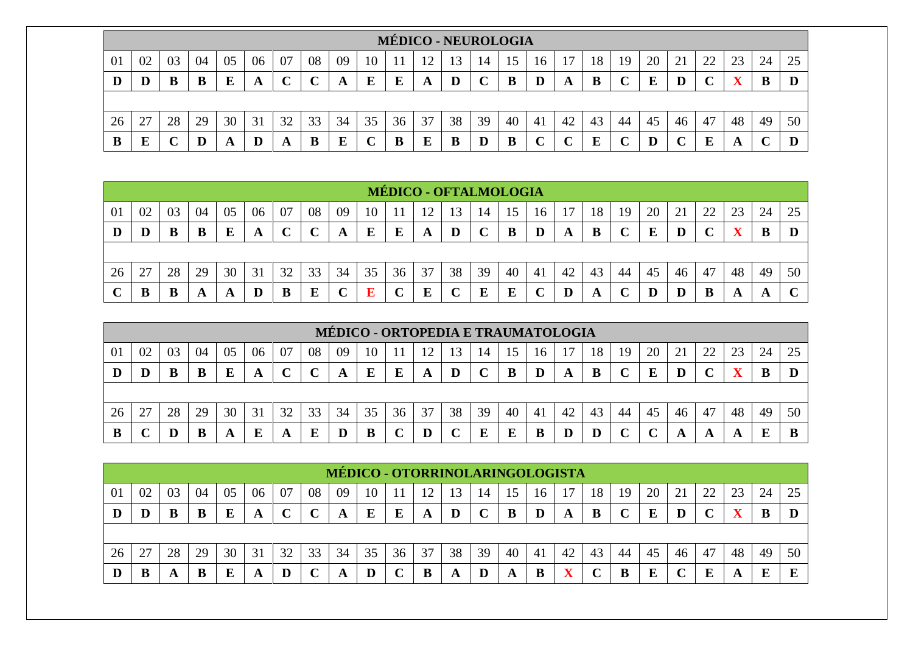| MÉDICO - NEUROLOGIA | | | | | | | | | | | | | | | | | | | | | | | | |
|---|---|---|---|---|---|---|---|---|---|---|---|---|---|---|---|---|---|---|---|---|---|---|---|---|
| 01 | 02 | 03 | 04 | 05 | 06 | 07 | 08 | 09 | 10 | 11 | 12 | 13 | 14 | 15 | 16 | 17 | 18 | 19 | 20 | 21 | 22 | 23 | 24 | 25 |
| **D** | **D** | **B** | **B** | **E** | **A** | **C** | **C** | **A** | **E** | **E** | **A** | **D** | **C** | **B** | **D** | **A** | **B** | **C** | **E** | **D** | **C** | **X** | **B** | **D** |
| 26 | 27 | 28 | 29 | 30 | 31 | 32 | 33 | 34 | 35 | 36 | 37 | 38 | 39 | 40 | 41 | 42 | 43 | 44 | 45 | 46 | 47 | 48 | 49 | 50 |
| **B** | **E** | **C** | **D** | **A** | **D** | **A** | **B** | **E** | **C** | **B** | **E** | **B** | **D** | **B** | **C** | **C** | **E** | **C** | **D** | **C** | **E** | **A** | **C** | **D** |

| MÉDICO - OFTALMOLOGIA | | | | | | | | | | | | | | | | | | | | | | | | |
|---|---|---|---|---|---|---|---|---|---|---|---|---|---|---|---|---|---|---|---|---|---|---|---|---|
| 01 | 02 | 03 | 04 | 05 | 06 | 07 | 08 | 09 | 10 | 11 | 12 | 13 | 14 | 15 | 16 | 17 | 18 | 19 | 20 | 21 | 22 | 23 | 24 | 25 |
| **D** | **D** | **B** | **B** | **E** | **A** | **C** | **C** | **A** | **E** | **E** | **A** | **D** | **C** | **B** | **D** | **A** | **B** | **C** | **E** | **D** | **C** | **X** | **B** | **D** |
| 26 | 27 | 28 | 29 | 30 | 31 | 32 | 33 | 34 | 35 | 36 | 37 | 38 | 39 | 40 | 41 | 42 | 43 | 44 | 45 | 46 | 47 | 48 | 49 | 50 |
| **C** | **B** | **B** | **A** | **A** | **D** | **B** | **E** | **C** | **E** | **C** | **E** | **C** | **E** | **E** | **C** | **D** | **A** | **C** | **D** | **D** | **B** | **A** | **A** | **C** |

| MÉDICO - ORTOPEDIA E TRAUMATOLOGIA | | | | | | | | | | | | | | | | | | | | | | | | |
|---|---|---|---|---|---|---|---|---|---|---|---|---|---|---|---|---|---|---|---|---|---|---|---|---|
| 01 | 02 | 03 | 04 | 05 | 06 | 07 | 08 | 09 | 10 | 11 | 12 | 13 | 14 | 15 | 16 | 17 | 18 | 19 | 20 | 21 | 22 | 23 | 24 | 25 |
| **D** | **D** | **B** | **B** | **E** | **A** | **C** | **C** | **A** | **E** | **E** | **A** | **D** | **C** | **B** | **D** | **A** | **B** | **C** | **E** | **D** | **C** | **X** | **B** | **D** |
| 26 | 27 | 28 | 29 | 30 | 31 | 32 | 33 | 34 | 35 | 36 | 37 | 38 | 39 | 40 | 41 | 42 | 43 | 44 | 45 | 46 | 47 | 48 | 49 | 50 |
| **B** | **C** | **D** | **B** | **A** | **E** | **A** | **E** | **D** | **B** | **C** | **D** | **C** | **E** | **E** | **B** | **D** | **D** | **C** | **C** | **A** | **A** | **A** | **E** | **B** |

| MÉDICO - OTORRINOLARINGOLOGISTA | | | | | | | | | | | | | | | | | | | | | | | | |
|---|---|---|---|---|---|---|---|---|---|---|---|---|---|---|---|---|---|---|---|---|---|---|---|---|
| 01 | 02 | 03 | 04 | 05 | 06 | 07 | 08 | 09 | 10 | 11 | 12 | 13 | 14 | 15 | 16 | 17 | 18 | 19 | 20 | 21 | 22 | 23 | 24 | 25 |
| **D** | **D** | **B** | **B** | **E** | **A** | **C** | **C** | **A** | **E** | **E** | **A** | **D** | **C** | **B** | **D** | **A** | **B** | **C** | **E** | **D** | **C** | **X** | **B** | **D** |
| 26 | 27 | 28 | 29 | 30 | 31 | 32 | 33 | 34 | 35 | 36 | 37 | 38 | 39 | 40 | 41 | 42 | 43 | 44 | 45 | 46 | 47 | 48 | 49 | 50 |
| **D** | **B** | **A** | **B** | **E** | **A** | **D** | **C** | **A** | **D** | **C** | **B** | **A** | **D** | **A** | **B** | **X** | **C** | **B** | **E** | **C** | **E** | **A** | **E** | **E** |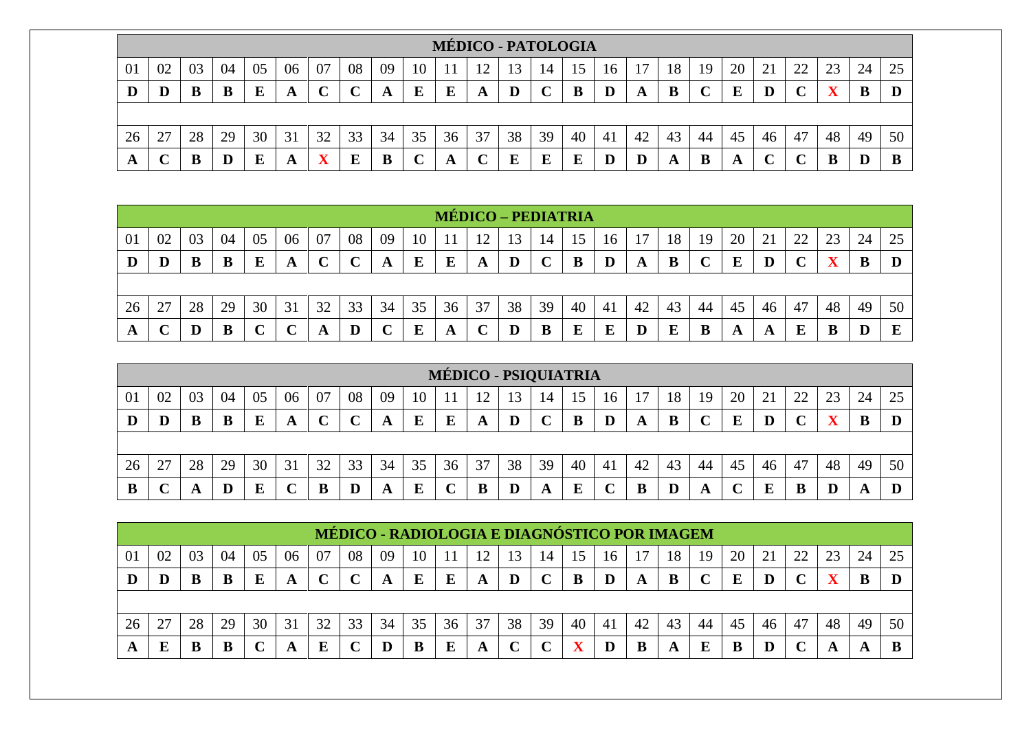| MÉDICO - PATOLOGIA | | | | | | | | | | | | | | | | | | | | | | | | |
|---|---|---|---|---|---|---|---|---|---|---|---|---|---|---|---|---|---|---|---|---|---|---|---|---|
| 01 | 02 | 03 | 04 | 05 | 06 | 07 | 08 | 09 | 10 | 11 | 12 | 13 | 14 | 15 | 16 | 17 | 18 | 19 | 20 | 21 | 22 | 23 | 24 | 25 |
| **D** | **D** | **B** | **B** | **E** | **A** | **C** | **C** | **A** | **E** | **E** | **A** | **D** | **C** | **B** | **D** | **A** | **B** | **C** | **E** | **D** | **C** | **X** | **B** | **D** |
| | | | | | | | | | | | | | | | | | | | | | | | | |
| 26 | 27 | 28 | 29 | 30 | 31 | 32 | 33 | 34 | 35 | 36 | 37 | 38 | 39 | 40 | 41 | 42 | 43 | 44 | 45 | 46 | 47 | 48 | 49 | 50 |
| **A** | **C** | **B** | **D** | **E** | **A** | **X** | **E** | **B** | **C** | **A** | **C** | **E** | **E** | **E** | **D** | **D** | **A** | **B** | **A** | **C** | **C** | **B** | **D** | **B** |

| MÉDICO – PEDIATRIA | | | | | | | | | | | | | | | | | | | | | | | | |
|---|---|---|---|---|---|---|---|---|---|---|---|---|---|---|---|---|---|---|---|---|---|---|---|---|
| 01 | 02 | 03 | 04 | 05 | 06 | 07 | 08 | 09 | 10 | 11 | 12 | 13 | 14 | 15 | 16 | 17 | 18 | 19 | 20 | 21 | 22 | 23 | 24 | 25 |
| **D** | **D** | **B** | **B** | **E** | **A** | **C** | **C** | **A** | **E** | **E** | **A** | **D** | **C** | **B** | **D** | **A** | **B** | **C** | **E** | **D** | **C** | **X** | **B** | **D** |
| | | | | | | | | | | | | | | | | | | | | | | | | |
| 26 | 27 | 28 | 29 | 30 | 31 | 32 | 33 | 34 | 35 | 36 | 37 | 38 | 39 | 40 | 41 | 42 | 43 | 44 | 45 | 46 | 47 | 48 | 49 | 50 |
| **A** | **C** | **D** | **B** | **C** | **C** | **A** | **D** | **C** | **E** | **A** | **C** | **D** | **B** | **E** | **E** | **D** | **E** | **B** | **A** | **A** | **E** | **B** | **D** | **E** |

| MÉDICO - PSIQUIATRIA | | | | | | | | | | | | | | | | | | | | | | | | |
|---|---|---|---|---|---|---|---|---|---|---|---|---|---|---|---|---|---|---|---|---|---|---|---|---|
| 01 | 02 | 03 | 04 | 05 | 06 | 07 | 08 | 09 | 10 | 11 | 12 | 13 | 14 | 15 | 16 | 17 | 18 | 19 | 20 | 21 | 22 | 23 | 24 | 25 |
| **D** | **D** | **B** | **B** | **E** | **A** | **C** | **C** | **A** | **E** | **E** | **A** | **D** | **C** | **B** | **D** | **A** | **B** | **C** | **E** | **D** | **C** | **X** | **B** | **D** |
| | | | | | | | | | | | | | | | | | | | | | | | | |
| 26 | 27 | 28 | 29 | 30 | 31 | 32 | 33 | 34 | 35 | 36 | 37 | 38 | 39 | 40 | 41 | 42 | 43 | 44 | 45 | 46 | 47 | 48 | 49 | 50 |
| **B** | **C** | **A** | **D** | **E** | **C** | **B** | **D** | **A** | **E** | **C** | **B** | **D** | **A** | **E** | **C** | **B** | **D** | **A** | **C** | **E** | **B** | **D** | **A** | **D** |

| MÉDICO - RADIOLOGIA E DIAGNÓSTICO POR IMAGEM | | | | | | | | | | | | | | | | | | | | | | | | |
|---|---|---|---|---|---|---|---|---|---|---|---|---|---|---|---|---|---|---|---|---|---|---|---|---|
| 01 | 02 | 03 | 04 | 05 | 06 | 07 | 08 | 09 | 10 | 11 | 12 | 13 | 14 | 15 | 16 | 17 | 18 | 19 | 20 | 21 | 22 | 23 | 24 | 25 |
| **D** | **D** | **B** | **B** | **E** | **A** | **C** | **C** | **A** | **E** | **E** | **A** | **D** | **C** | **B** | **D** | **A** | **B** | **C** | **E** | **D** | **C** | **X** | **B** | **D** |
| | | | | | | | | | | | | | | | | | | | | | | | | |
| 26 | 27 | 28 | 29 | 30 | 31 | 32 | 33 | 34 | 35 | 36 | 37 | 38 | 39 | 40 | 41 | 42 | 43 | 44 | 45 | 46 | 47 | 48 | 49 | 50 |
| **A** | **E** | **B** | **B** | **C** | **A** | **E** | **C** | **D** | **B** | **E** | **A** | **C** | **C** | **X** | **D** | **B** | **A** | **E** | **B** | **D** | **C** | **A** | **A** | **B** |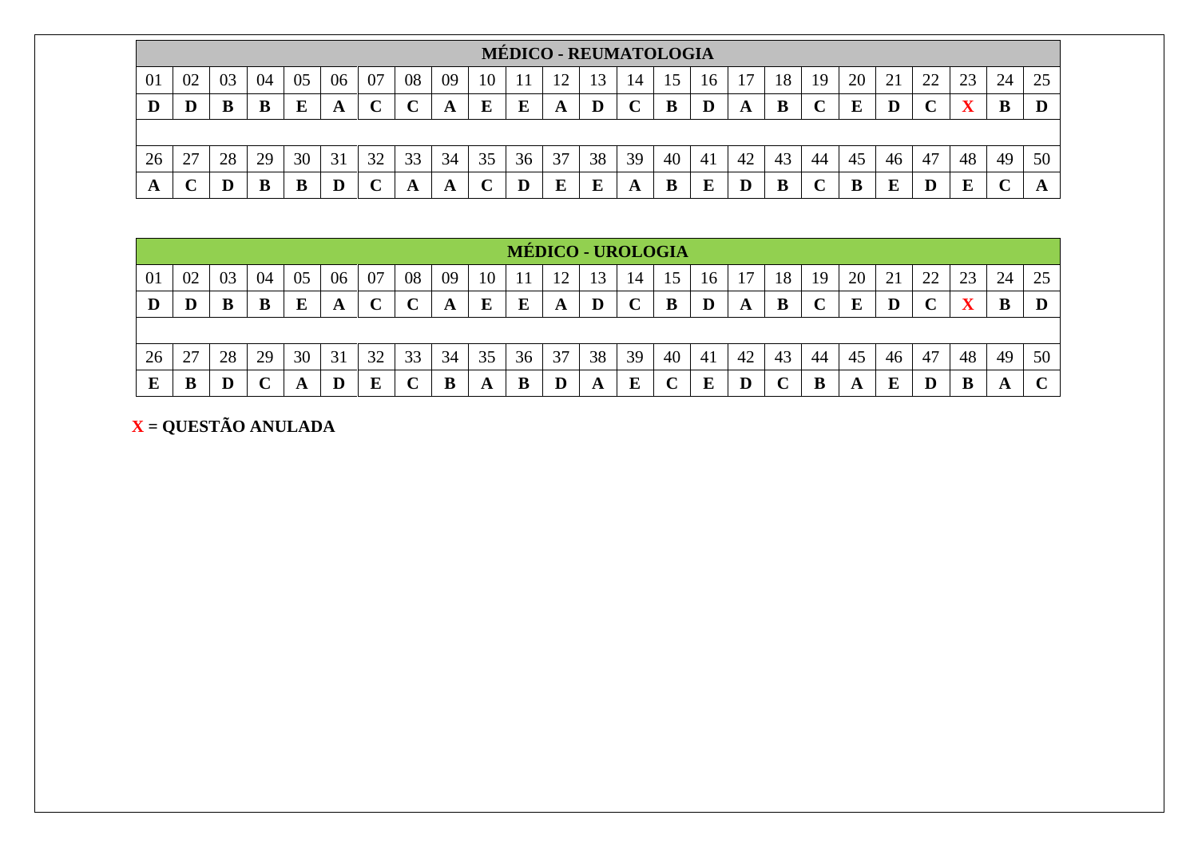| MÉDICO - REUMATOLOGIA | | | | | | | | | | | | | | | | | | | | | | | | |
|---|---|---|---|---|---|---|---|---|---|---|---|---|---|---|---|---|---|---|---|---|---|---|---|---|
| 01 | 02 | 03 | 04 | 05 | 06 | 07 | 08 | 09 | 10 | 11 | 12 | 13 | 14 | 15 | 16 | 17 | 18 | 19 | 20 | 21 | 22 | 23 | 24 | 25 |
| **D** | **D** | **B** | **B** | **E** | **A** | **C** | **C** | **A** | **E** | **E** | **A** | **D** | **C** | **B** | **D** | **A** | **B** | **C** | **E** | **D** | **C** | **X** | **B** | **D** |
| | | | | | | | | | | | | | | | | | | | | | | | | |
| 26 | 27 | 28 | 29 | 30 | 31 | 32 | 33 | 34 | 35 | 36 | 37 | 38 | 39 | 40 | 41 | 42 | 43 | 44 | 45 | 46 | 47 | 48 | 49 | 50 |
| **A** | **C** | **D** | **B** | **B** | **D** | **C** | **A** | **A** | **C** | **D** | **E** | **E** | **A** | **B** | **E** | **D** | **B** | **C** | **B** | **E** | **D** | **E** | **C** | **A** |

| MÉDICO - UROLOGIA | | | | | | | | | | | | | | | | | | | | | | | | |
|---|---|---|---|---|---|---|---|---|---|---|---|---|---|---|---|---|---|---|---|---|---|---|---|---|
| 01 | 02 | 03 | 04 | 05 | 06 | 07 | 08 | 09 | 10 | 11 | 12 | 13 | 14 | 15 | 16 | 17 | 18 | 19 | 20 | 21 | 22 | 23 | 24 | 25 |
| **D** | **D** | **B** | **B** | **E** | **A** | **C** | **C** | **A** | **E** | **E** | **A** | **D** | **C** | **B** | **D** | **A** | **B** | **C** | **E** | **D** | **C** | **X** | **B** | **D** |
| | | | | | | | | | | | | | | | | | | | | | | | | |
| 26 | 27 | 28 | 29 | 30 | 31 | 32 | 33 | 34 | 35 | 36 | 37 | 38 | 39 | 40 | 41 | 42 | 43 | 44 | 45 | 46 | 47 | 48 | 49 | 50 |
| **E** | **B** | **D** | **C** | **A** | **D** | **E** | **C** | **B** | **A** | **B** | **D** | **A** | **E** | **C** | **E** | **D** | **C** | **B** | **A** | **E** | **D** | **B** | **A** | **C** |

**X = QUESTÃO ANULADA**